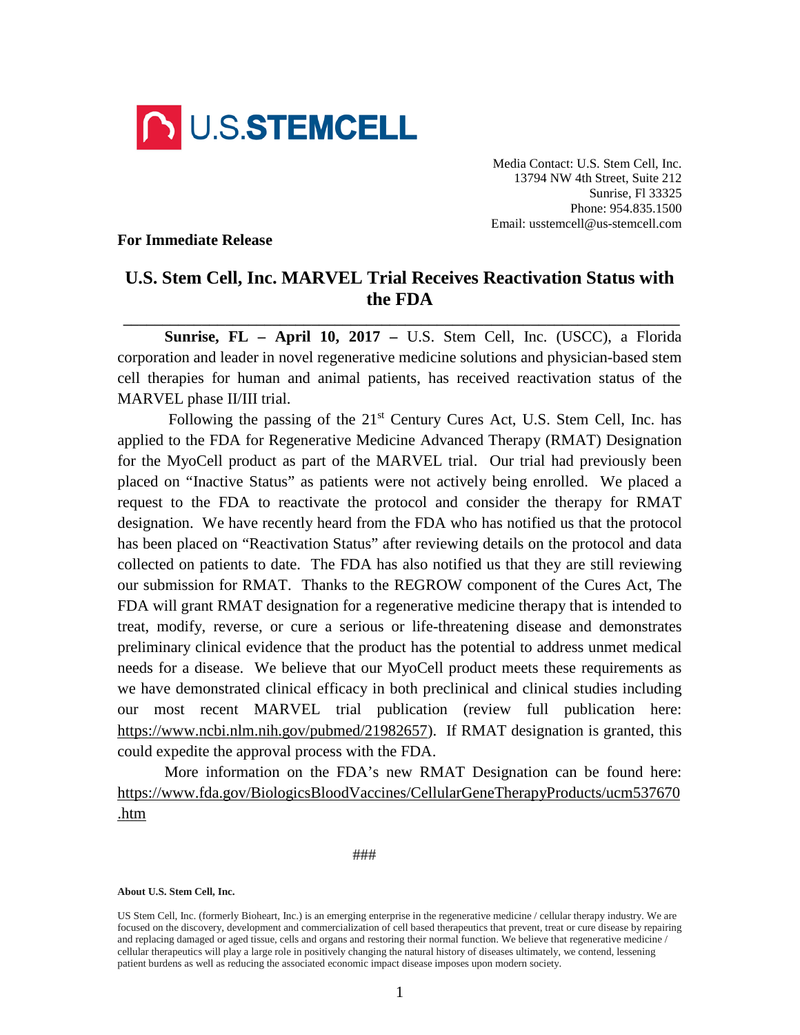U.S.STEMCELL

Media Contact: U.S. Stem Cell, Inc.
13794 NW 4th Street, Suite 212
Sunrise, Fl 33325
Phone: 954.835.1500
Email: usstemcell@us-stemcell.com

**For Immediate Release**

# U.S. Stem Cell, Inc. MARVEL Trial Receives Reactivation Status with the FDA

**Sunrise, FL – April 10, 2017 –** U.S. Stem Cell, Inc. (USCC), a Florida corporation and leader in novel regenerative medicine solutions and physician-based stem cell therapies for human and animal patients, has received reactivation status of the MARVEL phase II/III trial.

Following the passing of the 21st Century Cures Act, U.S. Stem Cell, Inc. has applied to the FDA for Regenerative Medicine Advanced Therapy (RMAT) Designation for the MyoCell product as part of the MARVEL trial. Our trial had previously been placed on "Inactive Status" as patients were not actively being enrolled. We placed a request to the FDA to reactivate the protocol and consider the therapy for RMAT designation. We have recently heard from the FDA who has notified us that the protocol has been placed on "Reactivation Status" after reviewing details on the protocol and data collected on patients to date. The FDA has also notified us that they are still reviewing our submission for RMAT. Thanks to the REGROW component of the Cures Act, The FDA will grant RMAT designation for a regenerative medicine therapy that is intended to treat, modify, reverse, or cure a serious or life-threatening disease and demonstrates preliminary clinical evidence that the product has the potential to address unmet medical needs for a disease. We believe that our MyoCell product meets these requirements as we have demonstrated clinical efficacy in both preclinical and clinical studies including our most recent MARVEL trial publication (review full publication here: https://www.ncbi.nlm.nih.gov/pubmed/21982657). If RMAT designation is granted, this could expedite the approval process with the FDA.

More information on the FDA's new RMAT Designation can be found here: https://www.fda.gov/BiologicsBloodVaccines/CellularGeneTherapyProducts/ucm537670.htm

###

**About U.S. Stem Cell, Inc.**

US Stem Cell, Inc. (formerly Bioheart, Inc.) is an emerging enterprise in the regenerative medicine / cellular therapy industry. We are focused on the discovery, development and commercialization of cell based therapeutics that prevent, treat or cure disease by repairing and replacing damaged or aged tissue, cells and organs and restoring their normal function. We believe that regenerative medicine / cellular therapeutics will play a large role in positively changing the natural history of diseases ultimately, we contend, lessening patient burdens as well as reducing the associated economic impact disease imposes upon modern society.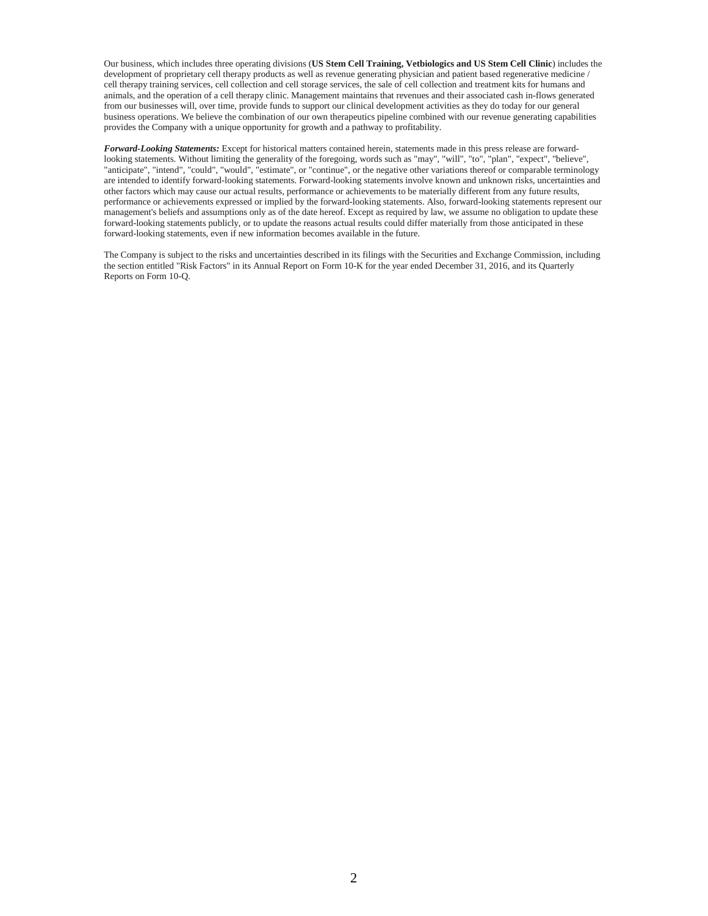Our business, which includes three operating divisions (**US Stem Cell Training, Vetbiologics and US Stem Cell Clinic**) includes the development of proprietary cell therapy products as well as revenue generating physician and patient based regenerative medicine / cell therapy training services, cell collection and cell storage services, the sale of cell collection and treatment kits for humans and animals, and the operation of a cell therapy clinic. Management maintains that revenues and their associated cash in-flows generated from our businesses will, over time, provide funds to support our clinical development activities as they do today for our general business operations. We believe the combination of our own therapeutics pipeline combined with our revenue generating capabilities provides the Company with a unique opportunity for growth and a pathway to profitability.

***Forward-Looking Statements:*** Except for historical matters contained herein, statements made in this press release are forward-looking statements. Without limiting the generality of the foregoing, words such as "may", "will", "to", "plan", "expect", "believe", "anticipate", "intend", "could", "would", "estimate", or "continue", or the negative other variations thereof or comparable terminology are intended to identify forward-looking statements. Forward-looking statements involve known and unknown risks, uncertainties and other factors which may cause our actual results, performance or achievements to be materially different from any future results, performance or achievements expressed or implied by the forward-looking statements. Also, forward-looking statements represent our management's beliefs and assumptions only as of the date hereof. Except as required by law, we assume no obligation to update these forward-looking statements publicly, or to update the reasons actual results could differ materially from those anticipated in these forward-looking statements, even if new information becomes available in the future.

The Company is subject to the risks and uncertainties described in its filings with the Securities and Exchange Commission, including the section entitled "Risk Factors" in its Annual Report on Form 10-K for the year ended December 31, 2016, and its Quarterly Reports on Form 10-Q.